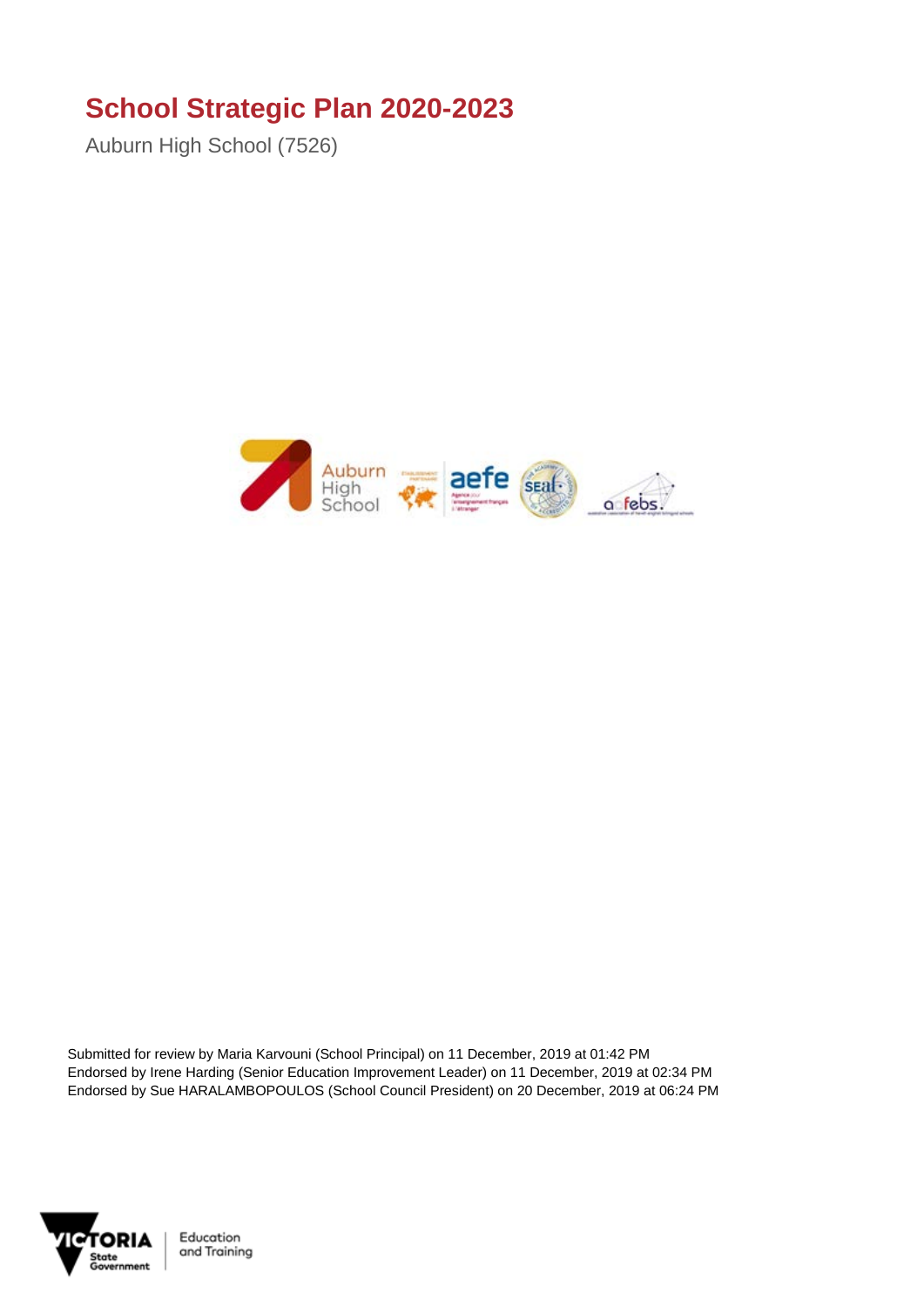# School Strategic Plan 2020-2023

Auburn High School (7526)

Submitted for review by Maria Karvouni (School Principal) on 11 December, 2019 at 01:42 PM
Endorsed by Irene Harding (Senior Education Improvement Leader) on 11 December, 2019 at 02:34 PM
Endorsed by Sue HARALAMBOPOULOS (School Council President) on 20 December, 2019 at 06:24 PM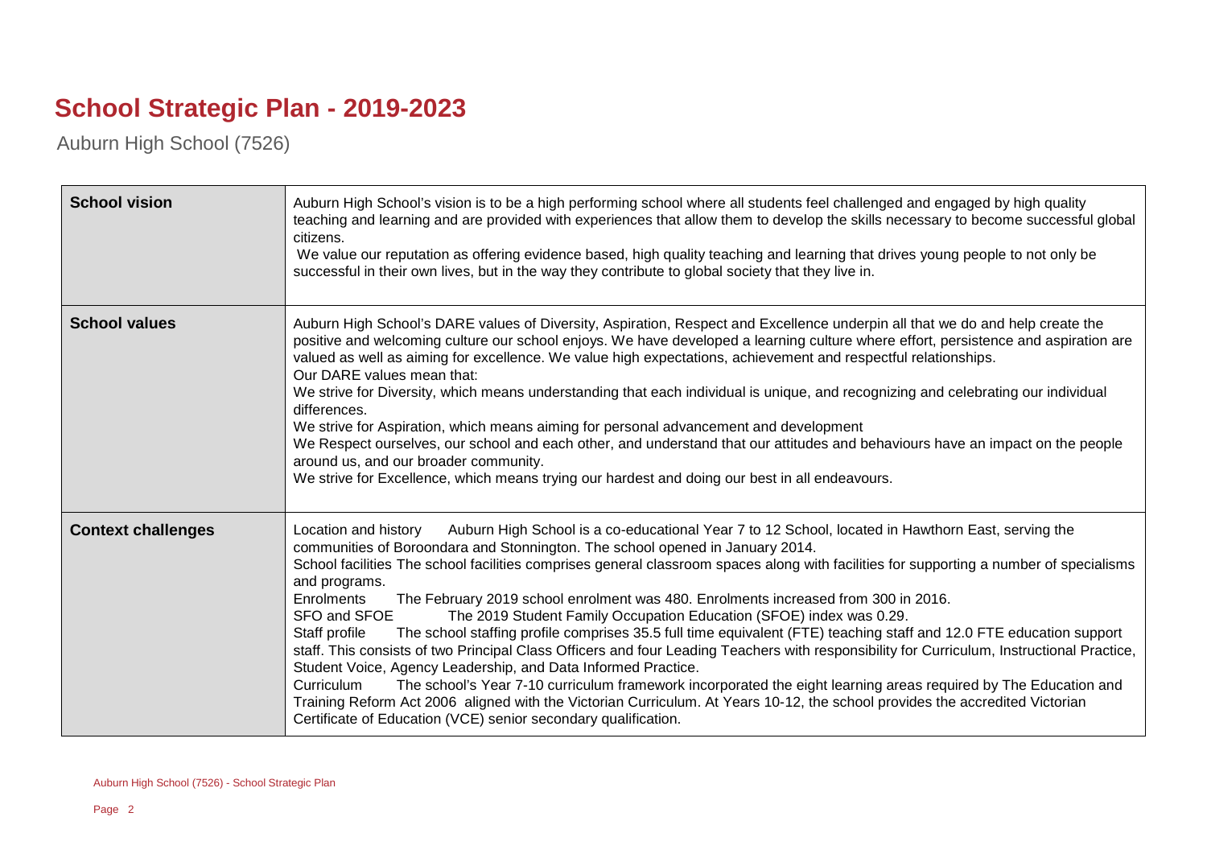# School Strategic Plan - 2019-2023

Auburn High School (7526)

| | |
|---|---|
| **School vision** | Auburn High School's vision is to be a high performing school where all students feel challenged and engaged by high quality teaching and learning and are provided with experiences that allow them to develop the skills necessary to become successful global citizens.<br>We value our reputation as offering evidence based, high quality teaching and learning that drives young people to not only be successful in their own lives, but in the way they contribute to global society that they live in. |
| **School values** | Auburn High School's DARE values of Diversity, Aspiration, Respect and Excellence underpin all that we do and help create the positive and welcoming culture our school enjoys. We have developed a learning culture where effort, persistence and aspiration are valued as well as aiming for excellence. We value high expectations, achievement and respectful relationships.<br>Our DARE values mean that:<br>We strive for Diversity, which means understanding that each individual is unique, and recognizing and celebrating our individual differences.<br>We strive for Aspiration, which means aiming for personal advancement and development<br>We Respect ourselves, our school and each other, and understand that our attitudes and behaviours have an impact on the people around us, and our broader community.<br>We strive for Excellence, which means trying our hardest and doing our best in all endeavours. |
| **Context challenges** | Location and history Auburn High School is a co-educational Year 7 to 12 School, located in Hawthorn East, serving the communities of Boroondara and Stonnington. The school opened in January 2014.<br>School facilities The school facilities comprises general classroom spaces along with facilities for supporting a number of specialisms and programs.<br>Enrolments The February 2019 school enrolment was 480. Enrolments increased from 300 in 2016.<br>SFO and SFOE The 2019 Student Family Occupation Education (SFOE) index was 0.29.<br>Staff profile The school staffing profile comprises 35.5 full time equivalent (FTE) teaching staff and 12.0 FTE education support staff. This consists of two Principal Class Officers and four Leading Teachers with responsibility for Curriculum, Instructional Practice, Student Voice, Agency Leadership, and Data Informed Practice.<br>Curriculum The school's Year 7-10 curriculum framework incorporated the eight learning areas required by The Education and Training Reform Act 2006 aligned with the Victorian Curriculum. At Years 10-12, the school provides the accredited Victorian Certificate of Education (VCE) senior secondary qualification. |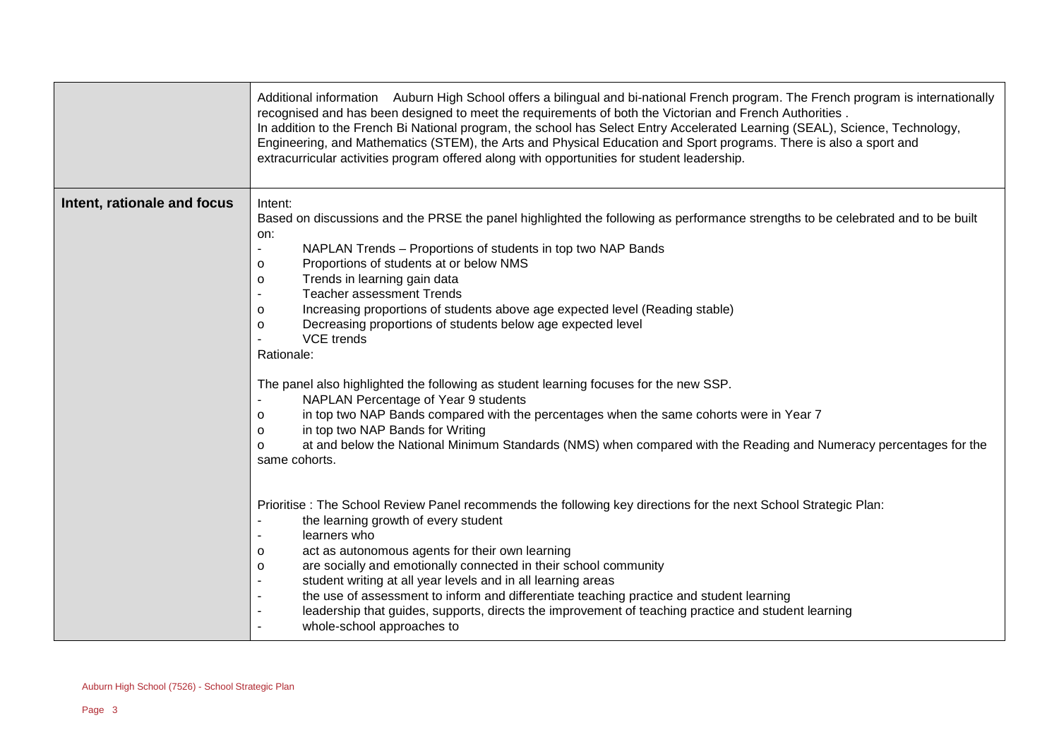| | |
|---|---|
| | Additional information Auburn High School offers a bilingual and bi-national French program. The French program is internationally recognised and has been designed to meet the requirements of both the Victorian and French Authorities .<br>In addition to the French Bi National program, the school has Select Entry Accelerated Learning (SEAL), Science, Technology, Engineering, and Mathematics (STEM), the Arts and Physical Education and Sport programs. There is also a sport and extracurricular activities program offered along with opportunities for student leadership. |
| **Intent, rationale and focus** | Intent:<br>Based on discussions and the PRSE the panel highlighted the following as performance strengths to be celebrated and to be built on:<br>- NAPLAN Trends – Proportions of students in top two NAP Bands<br>o Proportions of students at or below NMS<br>o Trends in learning gain data<br>- Teacher assessment Trends<br>o Increasing proportions of students above age expected level (Reading stable)<br>o Decreasing proportions of students below age expected level<br>- VCE trends<br>Rationale:<br><br>The panel also highlighted the following as student learning focuses for the new SSP.<br>- NAPLAN Percentage of Year 9 students<br>o in top two NAP Bands compared with the percentages when the same cohorts were in Year 7<br>o in top two NAP Bands for Writing<br>o at and below the National Minimum Standards (NMS) when compared with the Reading and Numeracy percentages for the same cohorts.<br><br>Prioritise : The School Review Panel recommends the following key directions for the next School Strategic Plan:<br>- the learning growth of every student<br>- learners who<br>o act as autonomous agents for their own learning<br>o are socially and emotionally connected in their school community<br>- student writing at all year levels and in all learning areas<br>- the use of assessment to inform and differentiate teaching practice and student learning<br>- leadership that guides, supports, directs the improvement of teaching practice and student learning<br>- whole-school approaches to |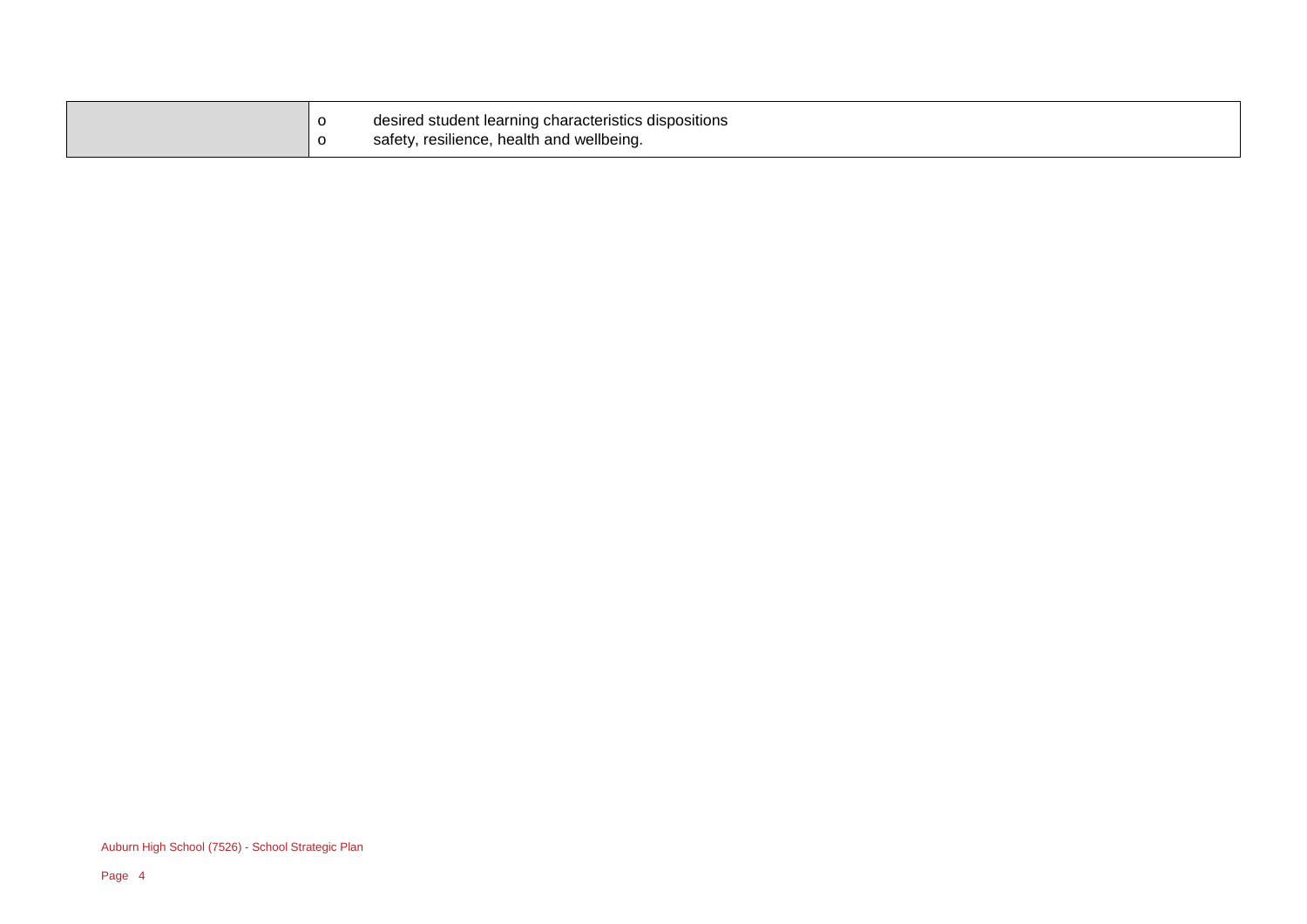| | |
|---|---|
| | o desired student learning characteristics dispositions<br>o safety, resilience, health and wellbeing. |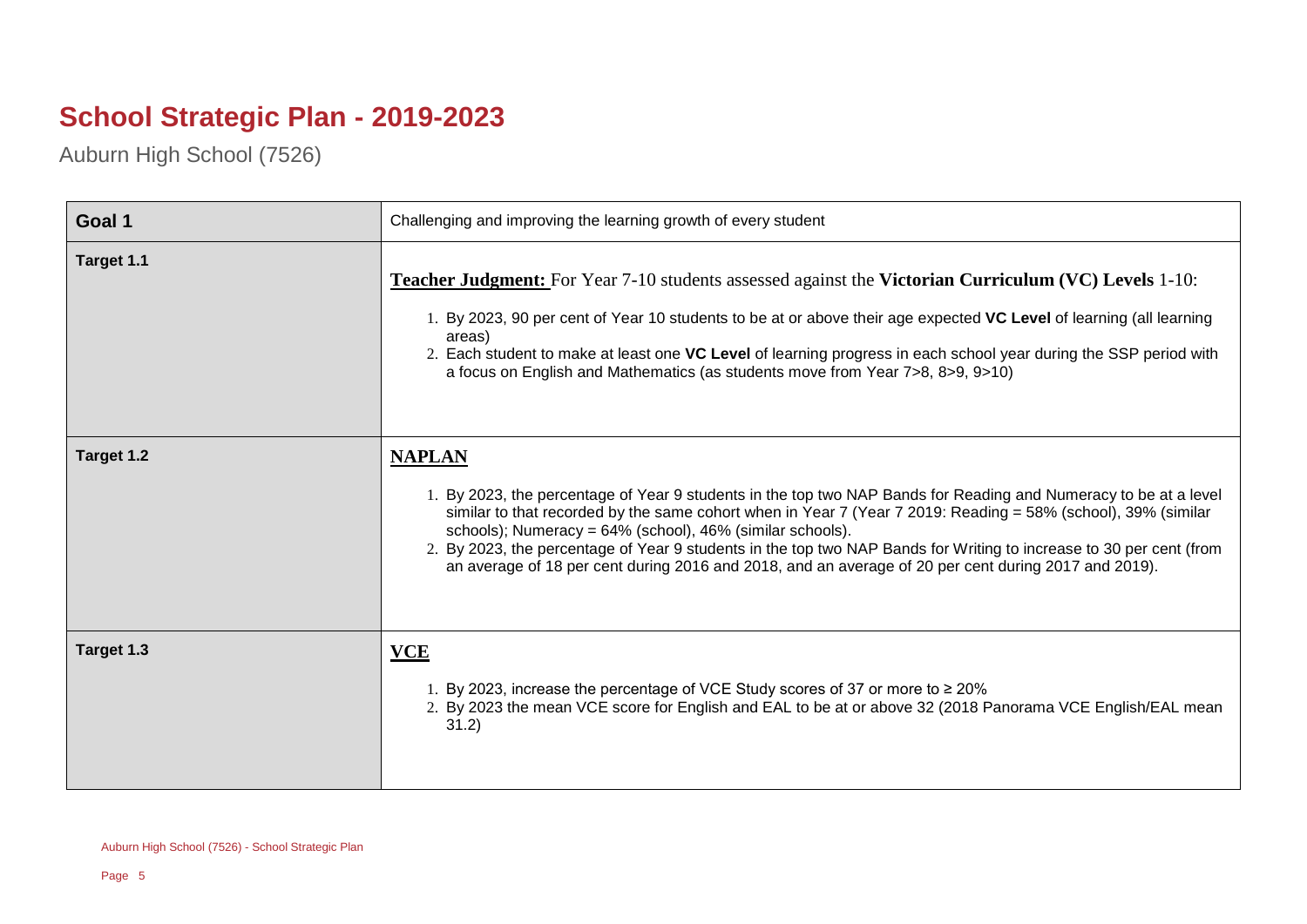# School Strategic Plan - 2019-2023

Auburn High School (7526)

| Goal 1 | Challenging and improving the learning growth of every student |
| --- | --- |
| Target 1.1 | **<u>Teacher Judgment:</u>** For Year 7-10 students assessed against the **Victorian Curriculum (VC) Levels** 1-10:<br>1. By 2023, 90 per cent of Year 10 students to be at or above their age expected **VC Level** of learning (all learning areas)<br>2. Each student to make at least one **VC Level** of learning progress in each school year during the SSP period with a focus on English and Mathematics (as students move from Year 7>8, 8>9, 9>10) |
| Target 1.2 | **<u>NAPLAN</u>**<br>1. By 2023, the percentage of Year 9 students in the top two NAP Bands for Reading and Numeracy to be at a level similar to that recorded by the same cohort when in Year 7 (Year 7 2019: Reading = 58% (school), 39% (similar schools); Numeracy = 64% (school), 46% (similar schools).<br>2. By 2023, the percentage of Year 9 students in the top two NAP Bands for Writing to increase to 30 per cent (from an average of 18 per cent during 2016 and 2018, and an average of 20 per cent during 2017 and 2019). |
| Target 1.3 | **<u>VCE</u>**<br>1. By 2023, increase the percentage of VCE Study scores of 37 or more to ≥ 20%<br>2. By 2023 the mean VCE score for English and EAL to be at or above 32 (2018 Panorama VCE English/EAL mean 31.2) |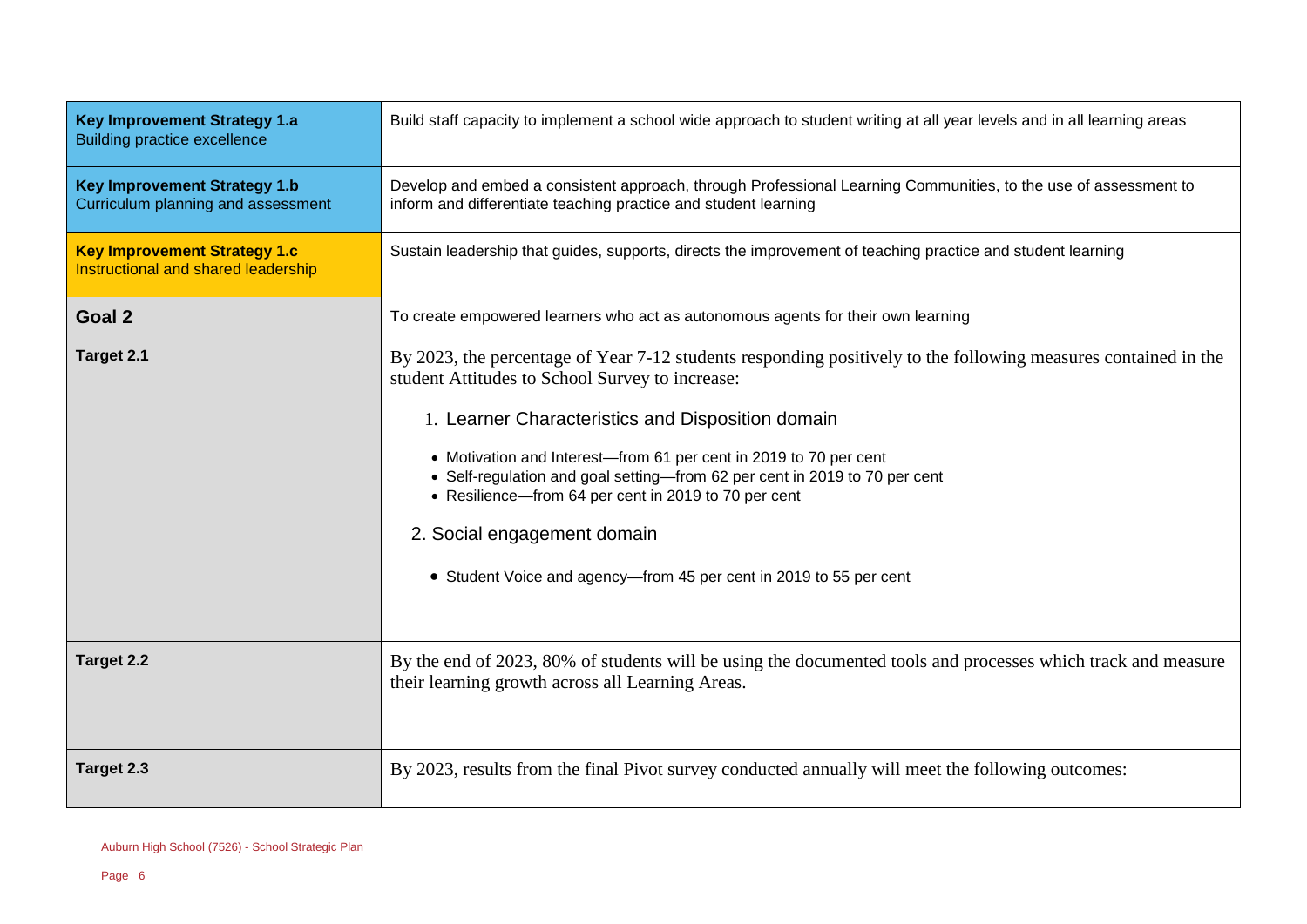| | |
|---|---|
| **Key Improvement Strategy 1.a** Building practice excellence | Build staff capacity to implement a school wide approach to student writing at all year levels and in all learning areas |
| **Key Improvement Strategy 1.b** Curriculum planning and assessment | Develop and embed a consistent approach, through Professional Learning Communities, to the use of assessment to inform and differentiate teaching practice and student learning |
| **Key Improvement Strategy 1.c** Instructional and shared leadership | Sustain leadership that guides, supports, directs the improvement of teaching practice and student learning |
| **Goal 2** | To create empowered learners who act as autonomous agents for their own learning |
| **Target 2.1** | By 2023, the percentage of Year 7-12 students responding positively to the following measures contained in the student Attitudes to School Survey to increase:<br>1. Learner Characteristics and Disposition domain<br>• Motivation and Interest—from 61 per cent in 2019 to 70 per cent<br>• Self-regulation and goal setting—from 62 per cent in 2019 to 70 per cent<br>• Resilience—from 64 per cent in 2019 to 70 per cent<br>2. Social engagement domain<br>• Student Voice and agency—from 45 per cent in 2019 to 55 per cent |
| **Target 2.2** | By the end of 2023, 80% of students will be using the documented tools and processes which track and measure their learning growth across all Learning Areas. |
| **Target 2.3** | By 2023, results from the final Pivot survey conducted annually will meet the following outcomes: |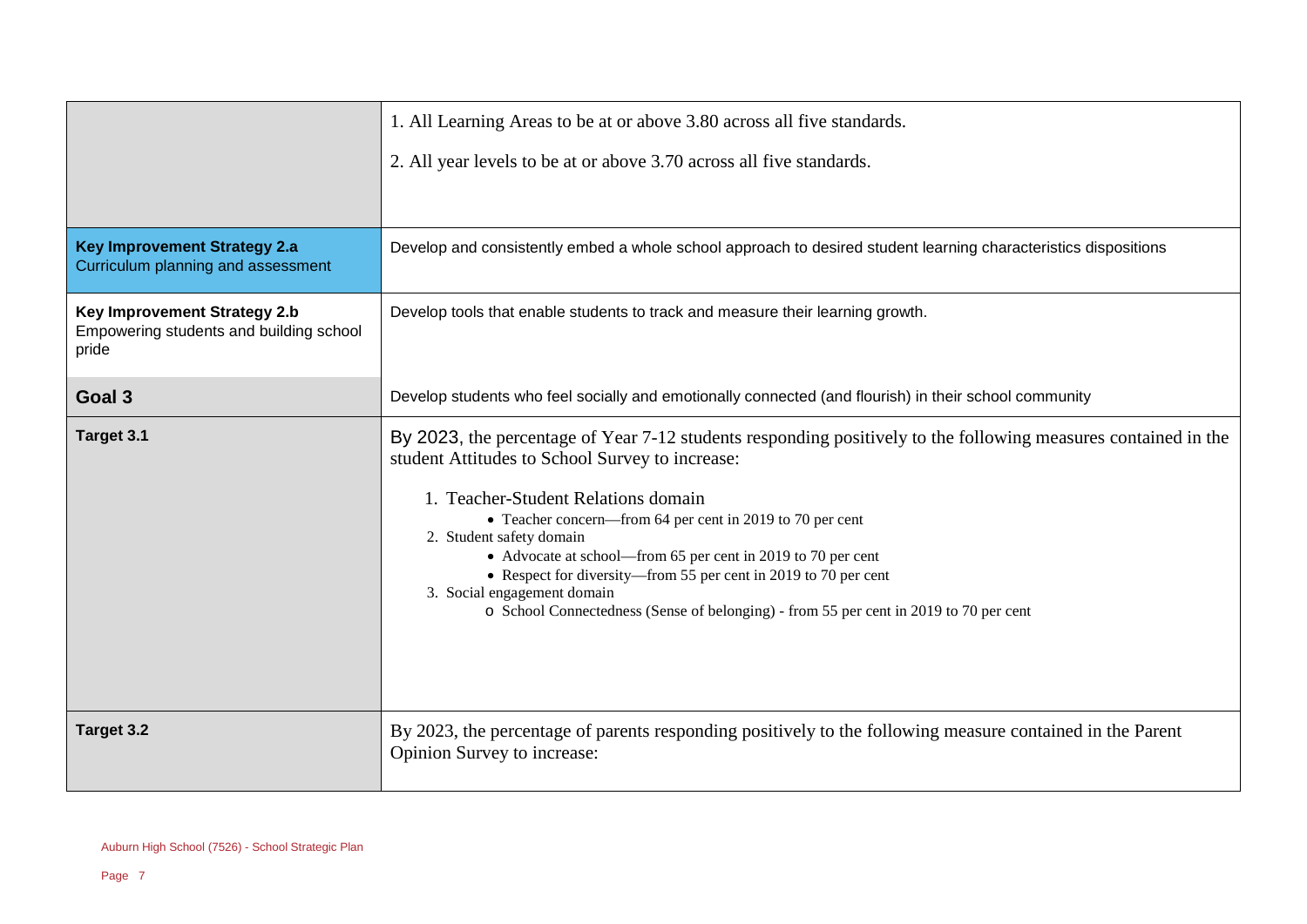| | |
|---|---|
| | 1. All Learning Areas to be at or above 3.80 across all five standards.<br><br>2. All year levels to be at or above 3.70 across all five standards. |
| **Key Improvement Strategy 2.a**<br>Curriculum planning and assessment | Develop and consistently embed a whole school approach to desired student learning characteristics dispositions |
| **Key Improvement Strategy 2.b**<br>Empowering students and building school pride | Develop tools that enable students to track and measure their learning growth. |
| **Goal 3** | Develop students who feel socially and emotionally connected (and flourish) in their school community |
| **Target 3.1** | By 2023, the percentage of Year 7-12 students responding positively to the following measures contained in the student Attitudes to School Survey to increase:<br><br>1. Teacher-Student Relations domain<br>• Teacher concern—from 64 per cent in 2019 to 70 per cent<br>2. Student safety domain<br>• Advocate at school—from 65 per cent in 2019 to 70 per cent<br>• Respect for diversity—from 55 per cent in 2019 to 70 per cent<br>3. Social engagement domain<br>o School Connectedness (Sense of belonging) - from 55 per cent in 2019 to 70 per cent |
| **Target 3.2** | By 2023, the percentage of parents responding positively to the following measure contained in the Parent Opinion Survey to increase: |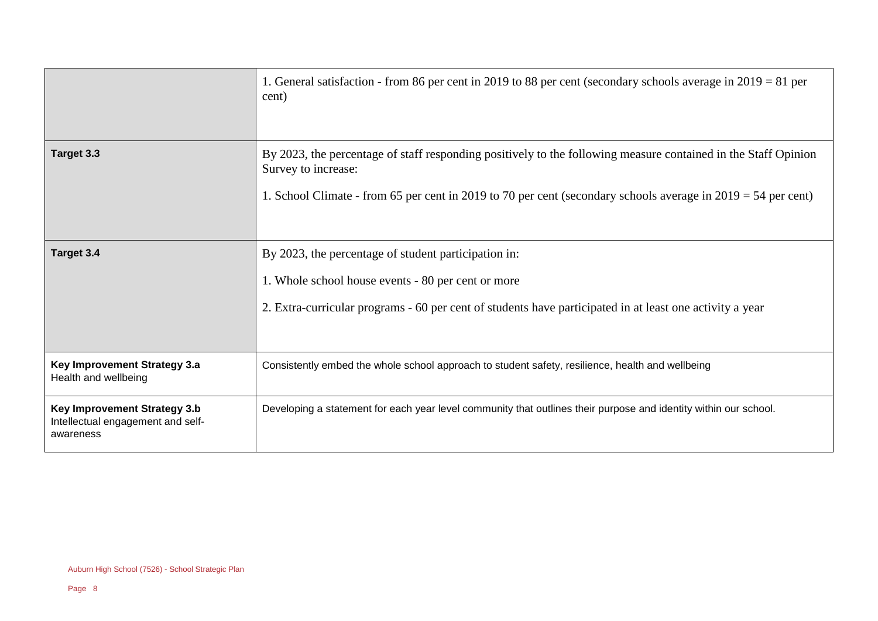| | |
|---|---|
| | 1. General satisfaction - from 86 per cent in 2019 to 88 per cent (secondary schools average in 2019 = 81 per cent) |
| **Target 3.3** | By 2023, the percentage of staff responding positively to the following measure contained in the Staff Opinion Survey to increase:<br><br>1. School Climate - from 65 per cent in 2019 to 70 per cent (secondary schools average in 2019 = 54 per cent) |
| **Target 3.4** | By 2023, the percentage of student participation in:<br><br>1. Whole school house events - 80 per cent or more<br><br>2. Extra-curricular programs - 60 per cent of students have participated in at least one activity a year |
| **Key Improvement Strategy 3.a**<br>Health and wellbeing | Consistently embed the whole school approach to student safety, resilience, health and wellbeing |
| **Key Improvement Strategy 3.b**<br>Intellectual engagement and self-awareness | Developing a statement for each year level community that outlines their purpose and identity within our school. |